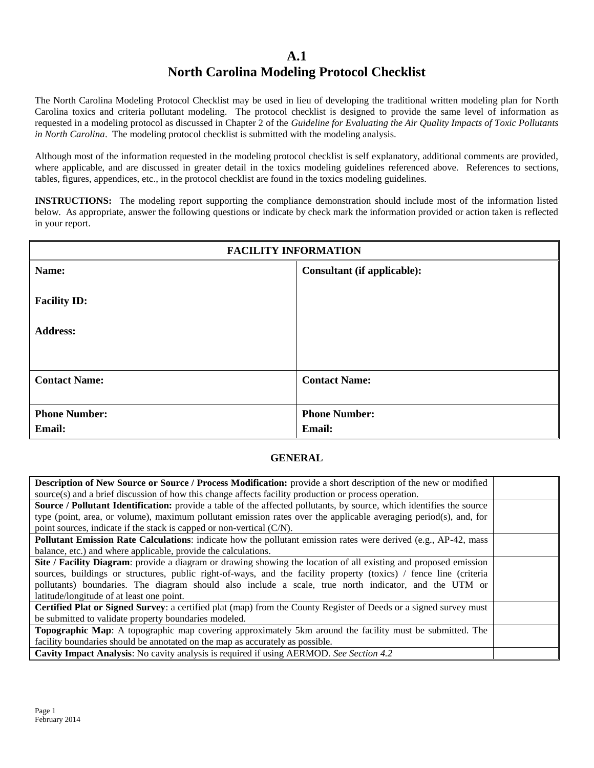# A.1
# North Carolina Modeling Protocol Checklist

The North Carolina Modeling Protocol Checklist may be used in lieu of developing the traditional written modeling plan for North Carolina toxics and criteria pollutant modeling. The protocol checklist is designed to provide the same level of information as requested in a modeling protocol as discussed in Chapter 2 of the *Guideline for Evaluating the Air Quality Impacts of Toxic Pollutants in North Carolina*. The modeling protocol checklist is submitted with the modeling analysis.

Although most of the information requested in the modeling protocol checklist is self explanatory, additional comments are provided, where applicable, and are discussed in greater detail in the toxics modeling guidelines referenced above. References to sections, tables, figures, appendices, etc., in the protocol checklist are found in the toxics modeling guidelines.

**INSTRUCTIONS:** The modeling report supporting the compliance demonstration should include most of the information listed below. As appropriate, answer the following questions or indicate by check mark the information provided or action taken is reflected in your report.

| FACILITY INFORMATION | |
|---|---|
| **Name:**<br><br>**Facility ID:**<br><br>**Address:** | **Consultant (if applicable):** |
| **Contact Name:** | **Contact Name:** |
| **Phone Number:**<br>**Email:** | **Phone Number:**<br>**Email:** |

## GENERAL

| | |
|---|---|
| **Description of New Source or Source / Process Modification:** provide a short description of the new or modified source(s) and a brief discussion of how this change affects facility production or process operation. | |
| **Source / Pollutant Identification:** provide a table of the affected pollutants, by source, which identifies the source type (point, area, or volume), maximum pollutant emission rates over the applicable averaging period(s), and, for point sources, indicate if the stack is capped or non-vertical (C/N). | |
| **Pollutant Emission Rate Calculations**: indicate how the pollutant emission rates were derived (e.g., AP-42, mass balance, etc.) and where applicable, provide the calculations. | |
| **Site / Facility Diagram**: provide a diagram or drawing showing the location of all existing and proposed emission sources, buildings or structures, public right-of-ways, and the facility property (toxics) / fence line (criteria pollutants) boundaries. The diagram should also include a scale, true north indicator, and the UTM or latitude/longitude of at least one point. | |
| **Certified Plat or Signed Survey**: a certified plat (map) from the County Register of Deeds or a signed survey must be submitted to validate property boundaries modeled. | |
| **Topographic Map**: A topographic map covering approximately 5km around the facility must be submitted. The facility boundaries should be annotated on the map as accurately as possible. | |
| **Cavity Impact Analysis**: No cavity analysis is required if using AERMOD. *See Section 4.2* | |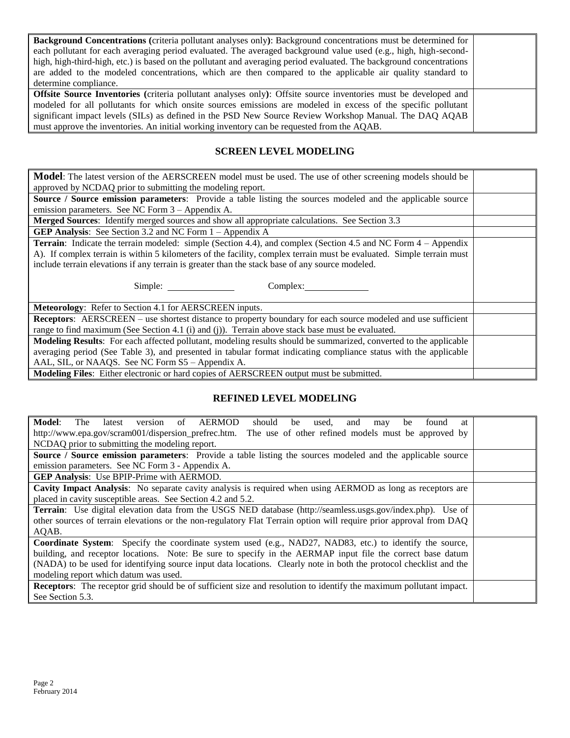| | |
|---|---|
| **Background Concentrations (**criteria pollutant analyses only**)**: Background concentrations must be determined for each pollutant for each averaging period evaluated. The averaged background value used (e.g., high, high-second-high, high-third-high, etc.) is based on the pollutant and averaging period evaluated. The background concentrations are added to the modeled concentrations, which are then compared to the applicable air quality standard to determine compliance. | |
| **Offsite Source Inventories (**criteria pollutant analyses only**)**: Offsite source inventories must be developed and modeled for all pollutants for which onsite sources emissions are modeled in excess of the specific pollutant significant impact levels (SILs) as defined in the PSD New Source Review Workshop Manual. The DAQ AQAB must approve the inventories. An initial working inventory can be requested from the AQAB. | |

## SCREEN LEVEL MODELING

| | |
|---|---|
| **Model**: The latest version of the AERSCREEN model must be used. The use of other screening models should be approved by NCDAQ prior to submitting the modeling report. | |
| **Source / Source emission parameters**: Provide a table listing the sources modeled and the applicable source emission parameters. See NC Form 3 – Appendix A. | |
| **Merged Sources**: Identify merged sources and show all appropriate calculations. See Section 3.3 | |
| **GEP Analysis**: See Section 3.2 and NC Form 1 – Appendix A | |
| **Terrain**: Indicate the terrain modeled: simple (Section 4.4), and complex (Section 4.5 and NC Form 4 – Appendix A). If complex terrain is within 5 kilometers of the facility, complex terrain must be evaluated. Simple terrain must include terrain elevations if any terrain is greater than the stack base of any source modeled.<br><br>Simple: ______________ Complex: ______________ | |
| **Meteorology**: Refer to Section 4.1 for AERSCREEN inputs. | |
| **Receptors**: AERSCREEN – use shortest distance to property boundary for each source modeled and use sufficient range to find maximum (See Section 4.1 (i) and (j)). Terrain above stack base must be evaluated. | |
| **Modeling Results**: For each affected pollutant, modeling results should be summarized, converted to the applicable averaging period (See Table 3), and presented in tabular format indicating compliance status with the applicable AAL, SIL, or NAAQS. See NC Form S5 – Appendix A. | |
| **Modeling Files**: Either electronic or hard copies of AERSCREEN output must be submitted. | |

## REFINED LEVEL MODELING

| | |
|---|---|
| **Model**: The latest version of AERMOD should be used, and may be found at http://www.epa.gov/scram001/dispersion_prefrec.htm. The use of other refined models must be approved by NCDAQ prior to submitting the modeling report. | |
| **Source / Source emission parameters**: Provide a table listing the sources modeled and the applicable source emission parameters. See NC Form 3 - Appendix A. | |
| **GEP Analysis**: Use BPIP-Prime with AERMOD. | |
| **Cavity Impact Analysis**: No separate cavity analysis is required when using AERMOD as long as receptors are placed in cavity susceptible areas. See Section 4.2 and 5.2. | |
| **Terrain**: Use digital elevation data from the USGS NED database (http://seamless.usgs.gov/index.php). Use of other sources of terrain elevations or the non-regulatory Flat Terrain option will require prior approval from DAQ AQAB. | |
| **Coordinate System**: Specify the coordinate system used (e.g., NAD27, NAD83, etc.) to identify the source, building, and receptor locations. Note: Be sure to specify in the AERMAP input file the correct base datum (NADA) to be used for identifying source input data locations. Clearly note in both the protocol checklist and the modeling report which datum was used. | |
| **Receptors**: The receptor grid should be of sufficient size and resolution to identify the maximum pollutant impact. See Section 5.3. | |

February 2014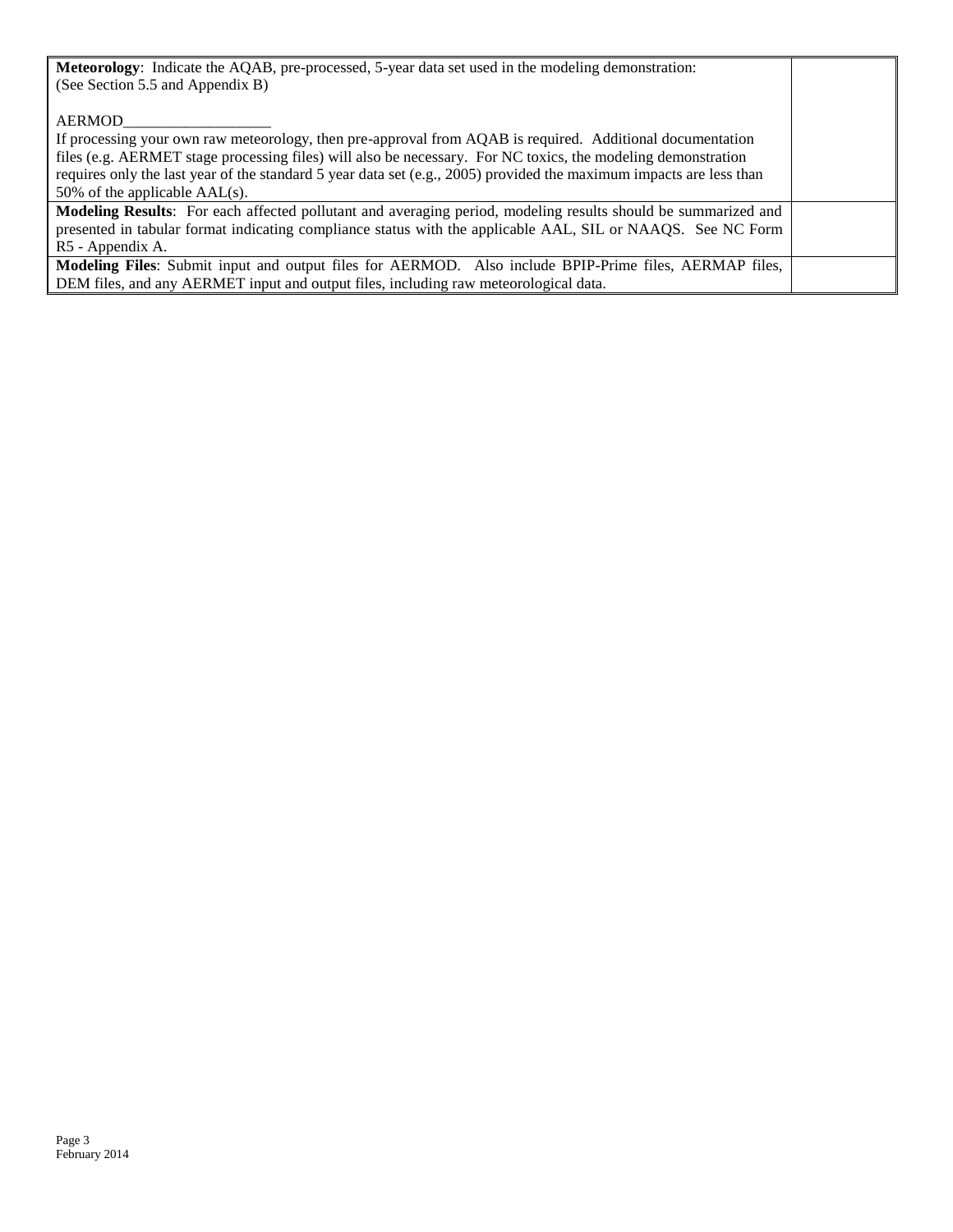| | |
|---|---|
| **Meteorology**: Indicate the AQAB, pre-processed, 5-year data set used in the modeling demonstration:<br>(See Section 5.5 and Appendix B)<br><br>AERMOD___________________<br>If processing your own raw meteorology, then pre-approval from AQAB is required. Additional documentation files (e.g. AERMET stage processing files) will also be necessary. For NC toxics, the modeling demonstration requires only the last year of the standard 5 year data set (e.g., 2005) provided the maximum impacts are less than 50% of the applicable AAL(s). | |
| **Modeling Results**: For each affected pollutant and averaging period, modeling results should be summarized and presented in tabular format indicating compliance status with the applicable AAL, SIL or NAAQS. See NC Form R5 - Appendix A. | |
| **Modeling Files**: Submit input and output files for AERMOD. Also include BPIP-Prime files, AERMAP files, DEM files, and any AERMET input and output files, including raw meteorological data. | |

February 2014